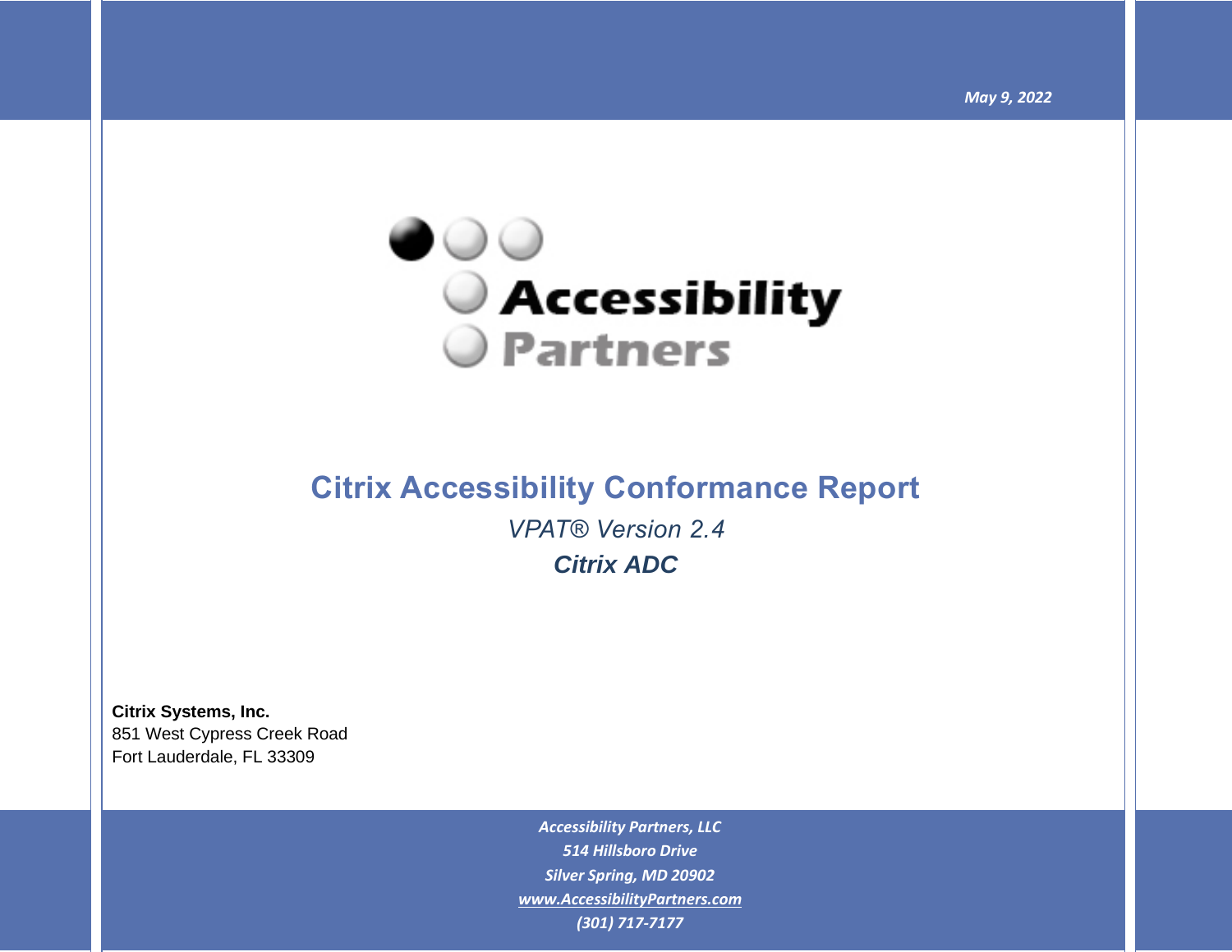*May 9, 2022*

Accessibility Partners

# Citrix Accessibility Conformance Report

*VPAT® Version 2.4*

***Citrix ADC***

**Citrix Systems, Inc.**
851 West Cypress Creek Road
Fort Lauderdale, FL 33309

*Accessibility Partners, LLC*
*514 Hillsboro Drive*
*Silver Spring, MD 20902*
*www.AccessibilityPartners.com*
*(301) 717-7177*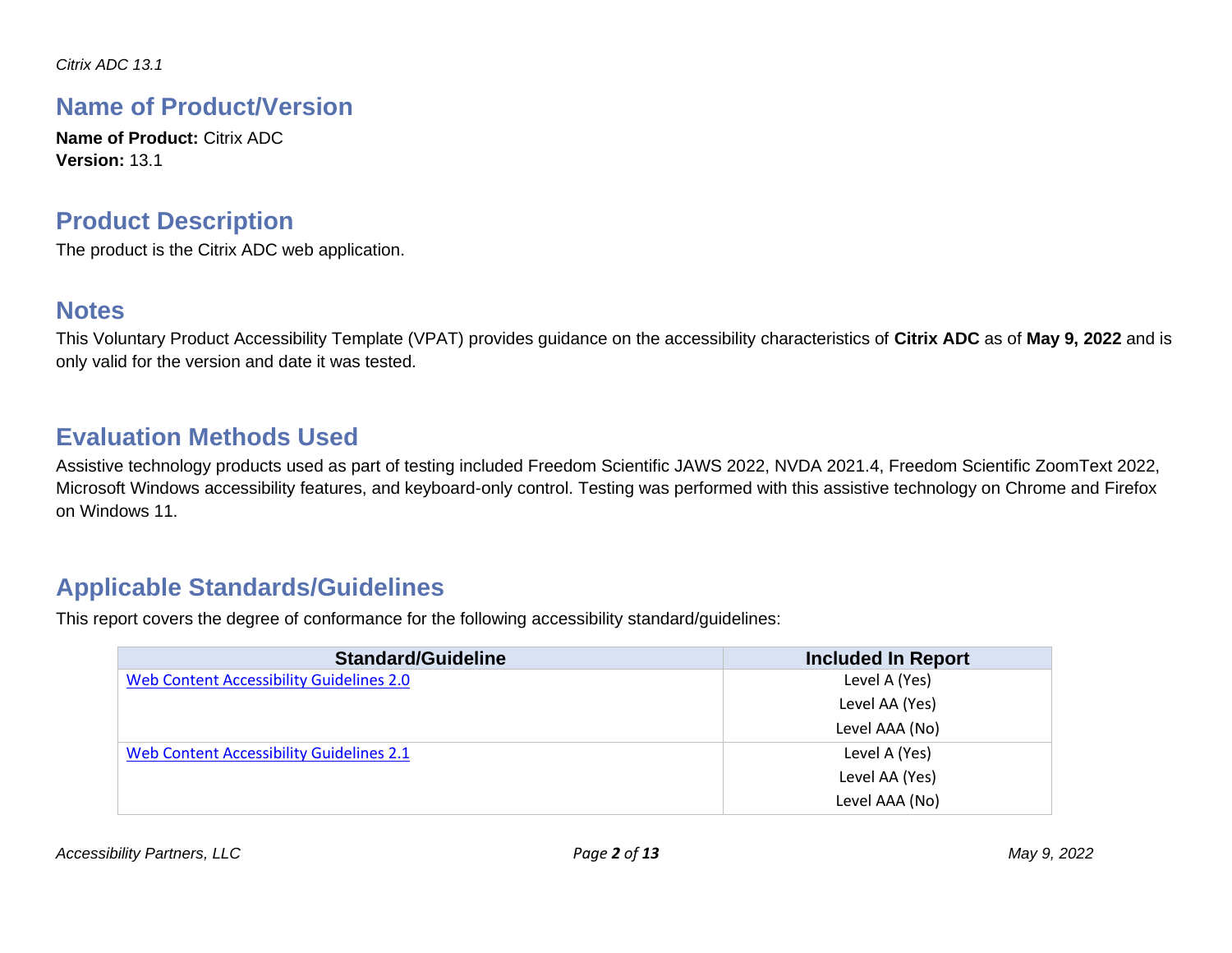## Name of Product/Version

**Name of Product:** Citrix ADC
**Version:** 13.1

## Product Description

The product is the Citrix ADC web application.

## Notes

This Voluntary Product Accessibility Template (VPAT) provides guidance on the accessibility characteristics of **Citrix ADC** as of **May 9, 2022** and is only valid for the version and date it was tested.

## Evaluation Methods Used

Assistive technology products used as part of testing included Freedom Scientific JAWS 2022, NVDA 2021.4, Freedom Scientific ZoomText 2022, Microsoft Windows accessibility features, and keyboard-only control. Testing was performed with this assistive technology on Chrome and Firefox on Windows 11.

## Applicable Standards/Guidelines

This report covers the degree of conformance for the following accessibility standard/guidelines:

| Standard/Guideline | Included In Report |
|---|---|
| Web Content Accessibility Guidelines 2.0 | Level A (Yes)<br>Level AA (Yes)<br>Level AAA (No) |
| Web Content Accessibility Guidelines 2.1 | Level A (Yes)<br>Level AA (Yes)<br>Level AAA (No) |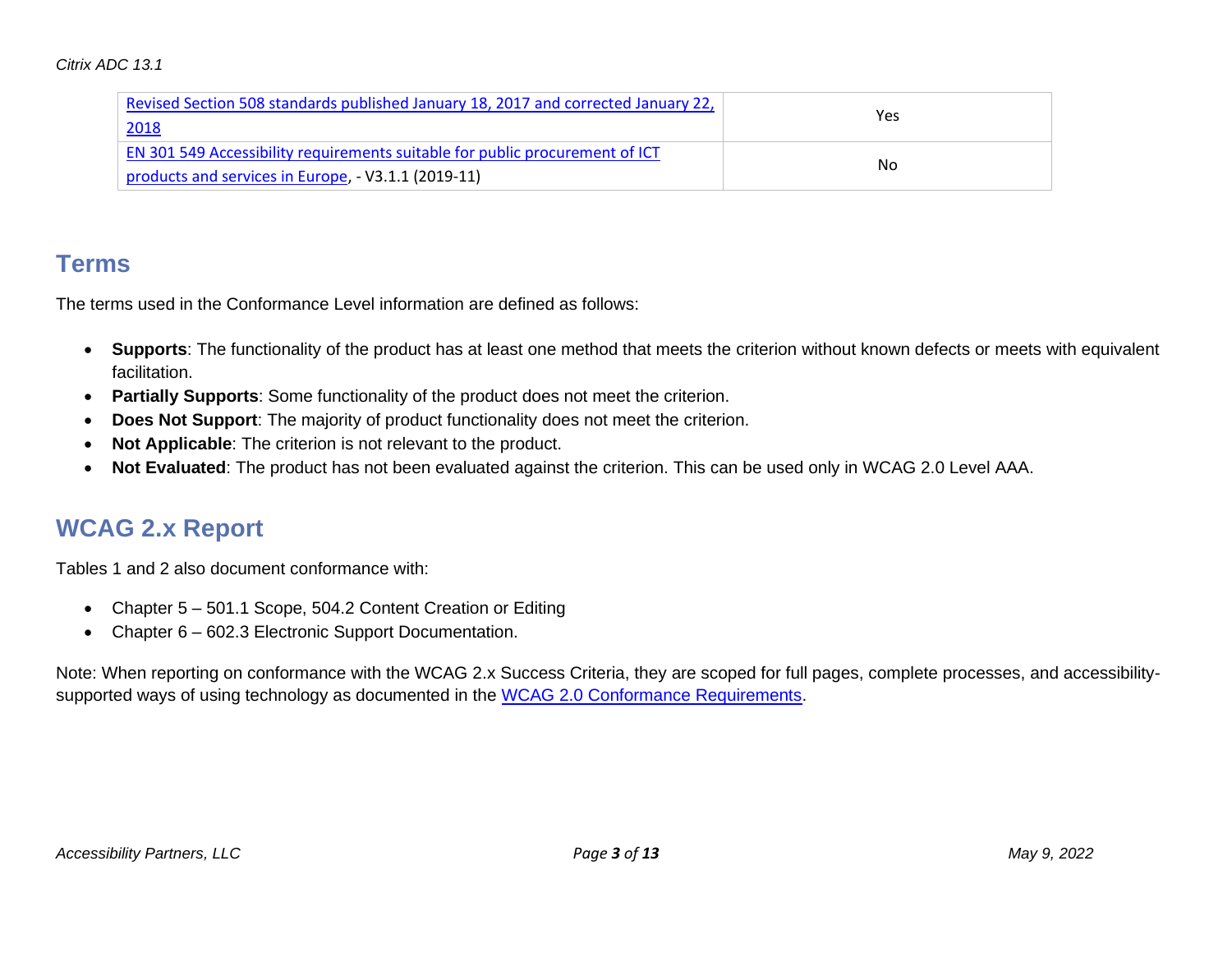| | |
|---|---|
| Revised Section 508 standards published January 18, 2017 and corrected January 22, 2018 | Yes |
| EN 301 549 Accessibility requirements suitable for public procurement of ICT products and services in Europe, - V3.1.1 (2019-11) | No |

## Terms

The terms used in the Conformance Level information are defined as follows:

- **Supports**: The functionality of the product has at least one method that meets the criterion without known defects or meets with equivalent facilitation.
- **Partially Supports**: Some functionality of the product does not meet the criterion.
- **Does Not Support**: The majority of product functionality does not meet the criterion.
- **Not Applicable**: The criterion is not relevant to the product.
- **Not Evaluated**: The product has not been evaluated against the criterion. This can be used only in WCAG 2.0 Level AAA.

## WCAG 2.x Report

Tables 1 and 2 also document conformance with:

- Chapter 5 – 501.1 Scope, 504.2 Content Creation or Editing
- Chapter 6 – 602.3 Electronic Support Documentation.

Note: When reporting on conformance with the WCAG 2.x Success Criteria, they are scoped for full pages, complete processes, and accessibility-supported ways of using technology as documented in the WCAG 2.0 Conformance Requirements.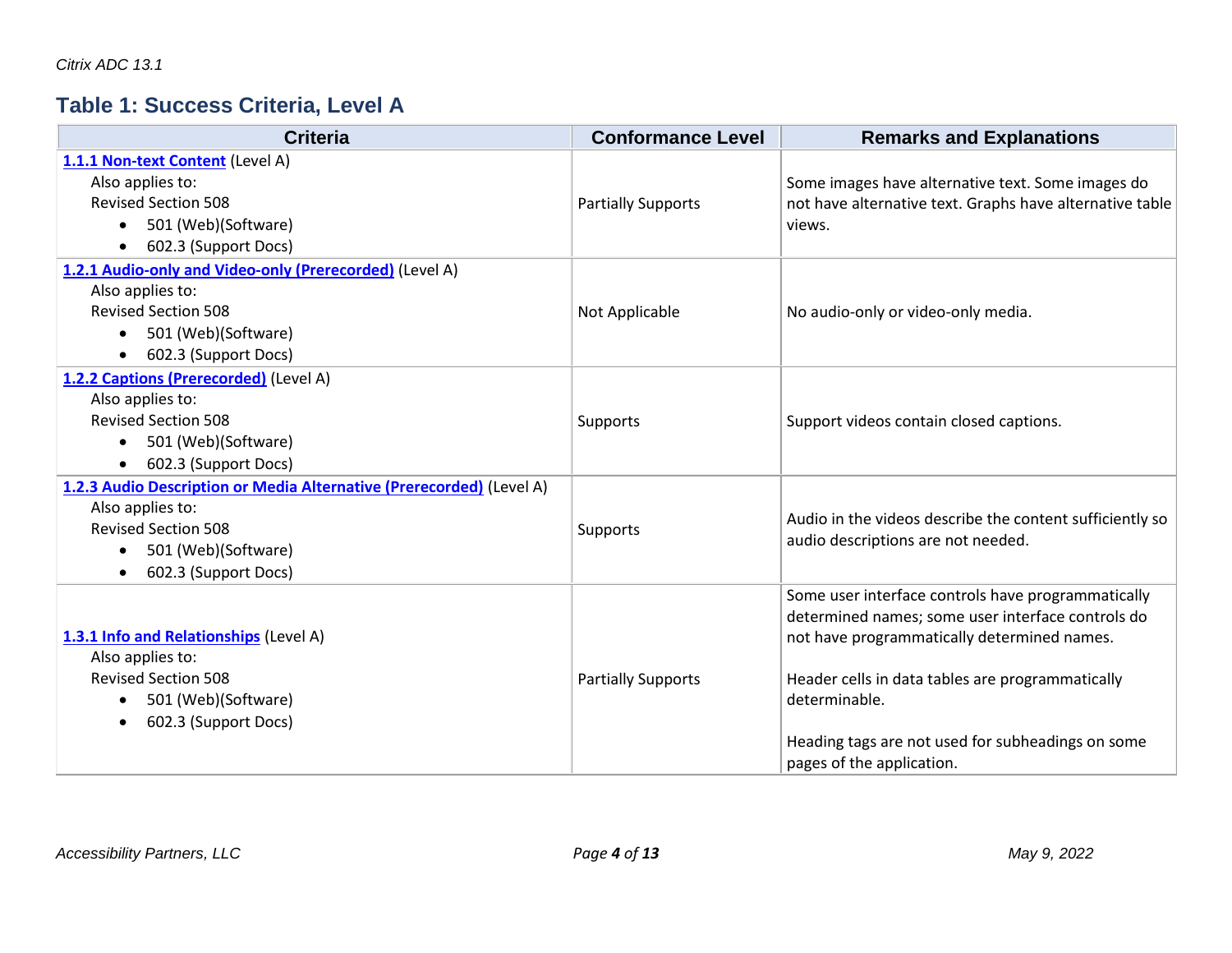## Table 1: Success Criteria, Level A

| Criteria | Conformance Level | Remarks and Explanations |
| --- | --- | --- |
| **1.1.1 Non-text Content** (Level A)<br>Also applies to:<br>Revised Section 508<br>• 501 (Web)(Software)<br>• 602.3 (Support Docs) | Partially Supports | Some images have alternative text. Some images do not have alternative text. Graphs have alternative table views. |
| **1.2.1 Audio-only and Video-only (Prerecorded)** (Level A)<br>Also applies to:<br>Revised Section 508<br>• 501 (Web)(Software)<br>• 602.3 (Support Docs) | Not Applicable | No audio-only or video-only media. |
| **1.2.2 Captions (Prerecorded)** (Level A)<br>Also applies to:<br>Revised Section 508<br>• 501 (Web)(Software)<br>• 602.3 (Support Docs) | Supports | Support videos contain closed captions. |
| **1.2.3 Audio Description or Media Alternative (Prerecorded)** (Level A)<br>Also applies to:<br>Revised Section 508<br>• 501 (Web)(Software)<br>• 602.3 (Support Docs) | Supports | Audio in the videos describe the content sufficiently so audio descriptions are not needed. |
| **1.3.1 Info and Relationships** (Level A)<br>Also applies to:<br>Revised Section 508<br>• 501 (Web)(Software)<br>• 602.3 (Support Docs) | Partially Supports | Some user interface controls have programmatically determined names; some user interface controls do not have programmatically determined names.<br><br>Header cells in data tables are programmatically determinable.<br><br>Heading tags are not used for subheadings on some pages of the application. |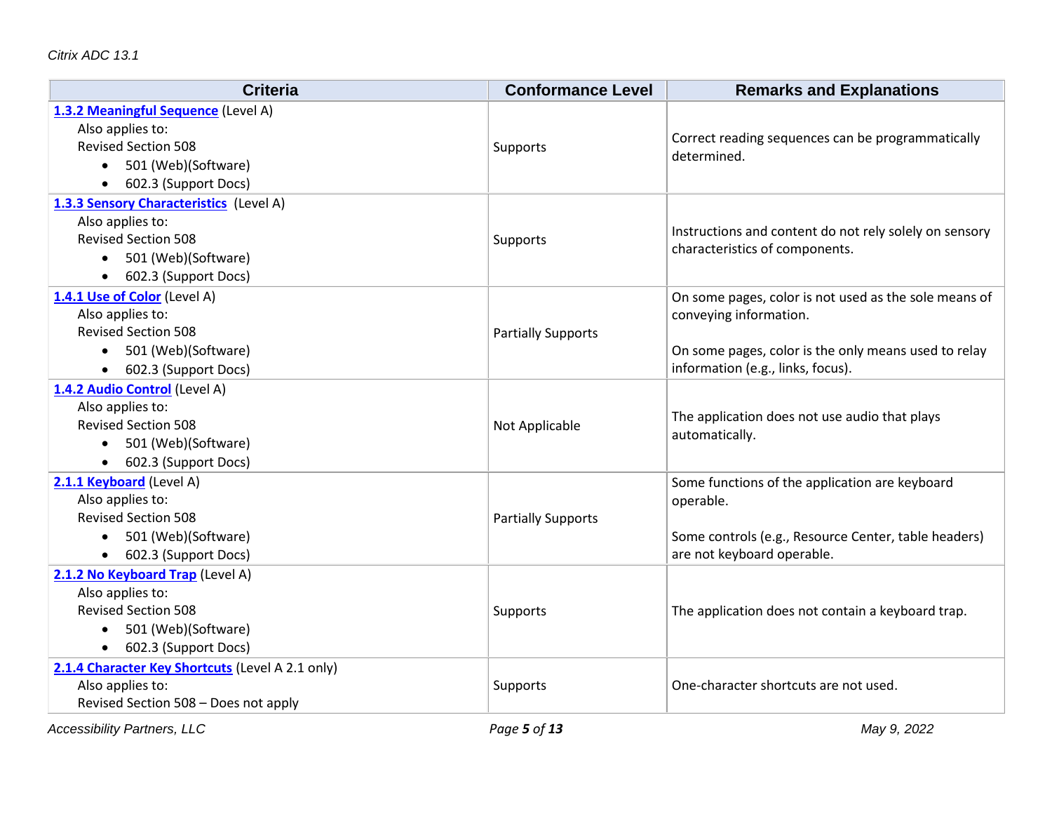| Criteria | Conformance Level | Remarks and Explanations |
|---|---|---|
| **1.3.2 Meaningful Sequence** (Level A)<br>Also applies to:<br>Revised Section 508<br>• 501 (Web)(Software)<br>• 602.3 (Support Docs) | Supports | Correct reading sequences can be programmatically determined. |
| **1.3.3 Sensory Characteristics** (Level A)<br>Also applies to:<br>Revised Section 508<br>• 501 (Web)(Software)<br>• 602.3 (Support Docs) | Supports | Instructions and content do not rely solely on sensory characteristics of components. |
| **1.4.1 Use of Color** (Level A)<br>Also applies to:<br>Revised Section 508<br>• 501 (Web)(Software)<br>• 602.3 (Support Docs) | Partially Supports | On some pages, color is not used as the sole means of conveying information.<br><br>On some pages, color is the only means used to relay information (e.g., links, focus). |
| **1.4.2 Audio Control** (Level A)<br>Also applies to:<br>Revised Section 508<br>• 501 (Web)(Software)<br>• 602.3 (Support Docs) | Not Applicable | The application does not use audio that plays automatically. |
| **2.1.1 Keyboard** (Level A)<br>Also applies to:<br>Revised Section 508<br>• 501 (Web)(Software)<br>• 602.3 (Support Docs) | Partially Supports | Some functions of the application are keyboard operable.<br><br>Some controls (e.g., Resource Center, table headers) are not keyboard operable. |
| **2.1.2 No Keyboard Trap** (Level A)<br>Also applies to:<br>Revised Section 508<br>• 501 (Web)(Software)<br>• 602.3 (Support Docs) | Supports | The application does not contain a keyboard trap. |
| **2.1.4 Character Key Shortcuts** (Level A 2.1 only)<br>Also applies to:<br>Revised Section 508 – Does not apply | Supports | One-character shortcuts are not used. |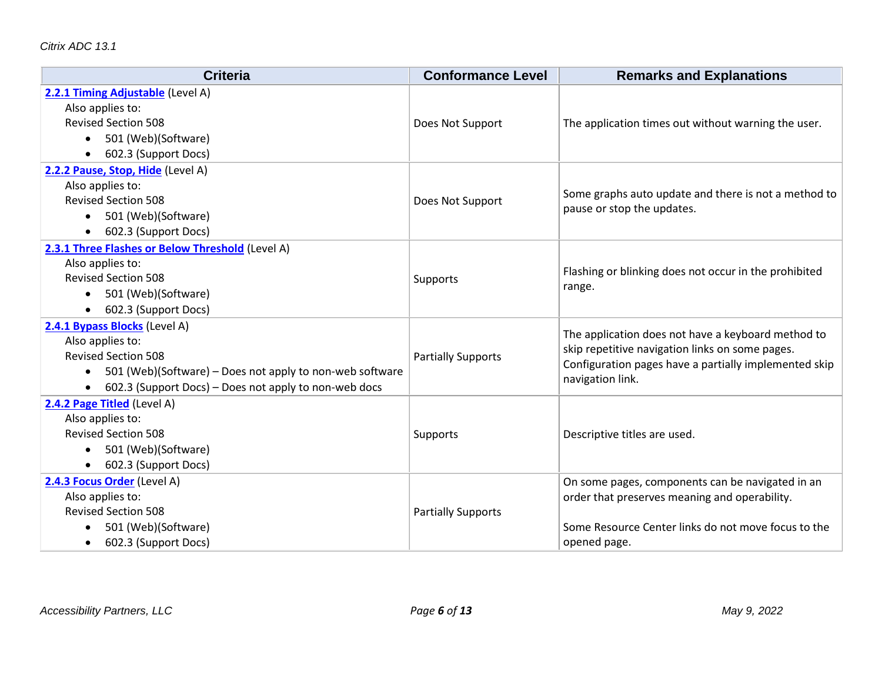| Criteria | Conformance Level | Remarks and Explanations |
| --- | --- | --- |
| **2.2.1 Timing Adjustable** (Level A)<br>Also applies to:<br>Revised Section 508<br>• 501 (Web)(Software)<br>• 602.3 (Support Docs) | Does Not Support | The application times out without warning the user. |
| **2.2.2 Pause, Stop, Hide** (Level A)<br>Also applies to:<br>Revised Section 508<br>• 501 (Web)(Software)<br>• 602.3 (Support Docs) | Does Not Support | Some graphs auto update and there is not a method to pause or stop the updates. |
| **2.3.1 Three Flashes or Below Threshold** (Level A)<br>Also applies to:<br>Revised Section 508<br>• 501 (Web)(Software)<br>• 602.3 (Support Docs) | Supports | Flashing or blinking does not occur in the prohibited range. |
| **2.4.1 Bypass Blocks** (Level A)<br>Also applies to:<br>Revised Section 508<br>• 501 (Web)(Software) – Does not apply to non-web software<br>• 602.3 (Support Docs) – Does not apply to non-web docs | Partially Supports | The application does not have a keyboard method to skip repetitive navigation links on some pages. Configuration pages have a partially implemented skip navigation link. |
| **2.4.2 Page Titled** (Level A)<br>Also applies to:<br>Revised Section 508<br>• 501 (Web)(Software)<br>• 602.3 (Support Docs) | Supports | Descriptive titles are used. |
| **2.4.3 Focus Order** (Level A)<br>Also applies to:<br>Revised Section 508<br>• 501 (Web)(Software)<br>• 602.3 (Support Docs) | Partially Supports | On some pages, components can be navigated in an order that preserves meaning and operability.<br><br>Some Resource Center links do not move focus to the opened page. |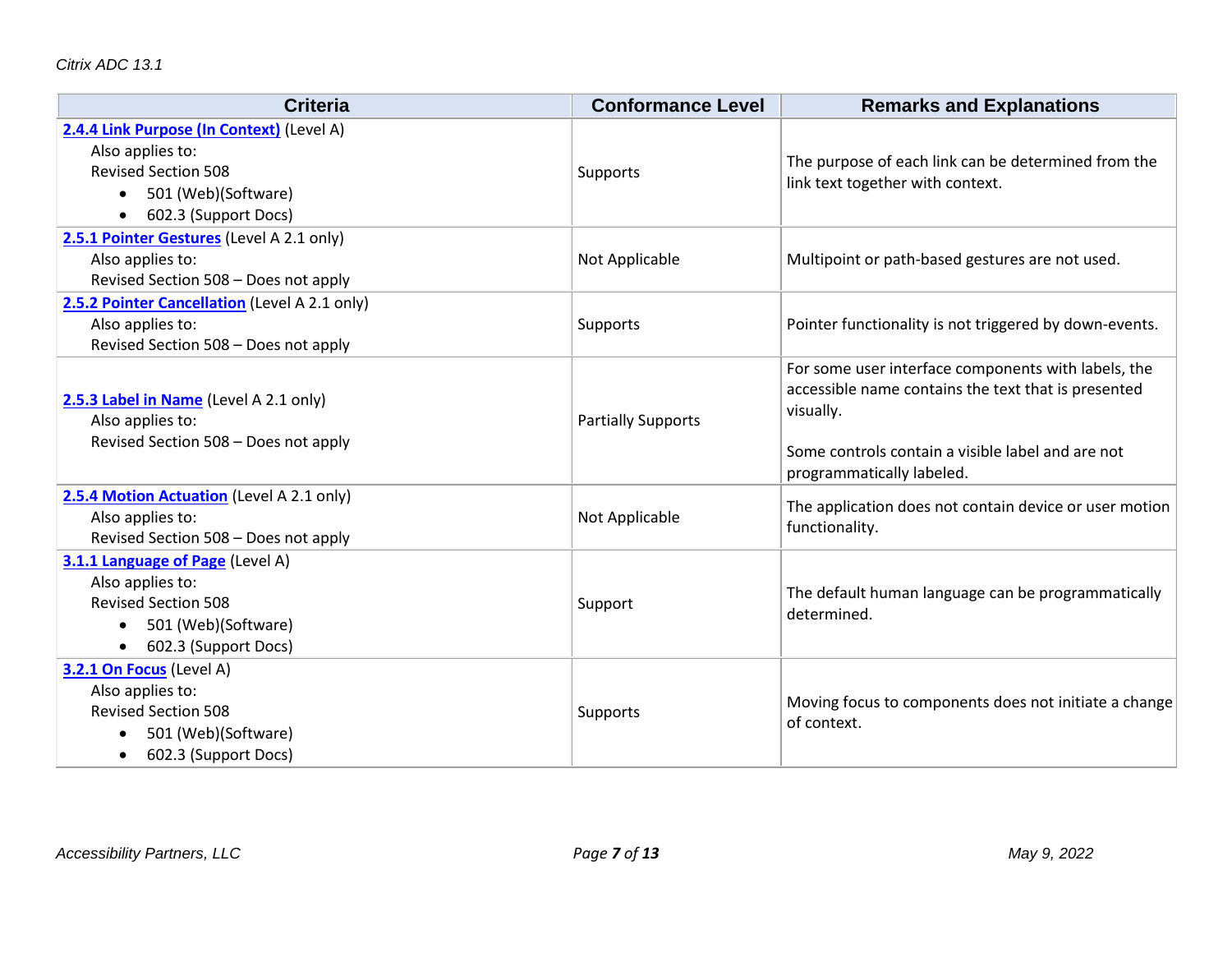| Criteria | Conformance Level | Remarks and Explanations |
|---|---|---|
| **2.4.4 Link Purpose (In Context)** (Level A)<br>Also applies to:<br>Revised Section 508<br>• 501 (Web)(Software)<br>• 602.3 (Support Docs) | Supports | The purpose of each link can be determined from the link text together with context. |
| **2.5.1 Pointer Gestures** (Level A 2.1 only)<br>Also applies to:<br>Revised Section 508 – Does not apply | Not Applicable | Multipoint or path-based gestures are not used. |
| **2.5.2 Pointer Cancellation** (Level A 2.1 only)<br>Also applies to:<br>Revised Section 508 – Does not apply | Supports | Pointer functionality is not triggered by down-events. |
| **2.5.3 Label in Name** (Level A 2.1 only)<br>Also applies to:<br>Revised Section 508 – Does not apply | Partially Supports | For some user interface components with labels, the accessible name contains the text that is presented visually.<br><br>Some controls contain a visible label and are not programmatically labeled. |
| **2.5.4 Motion Actuation** (Level A 2.1 only)<br>Also applies to:<br>Revised Section 508 – Does not apply | Not Applicable | The application does not contain device or user motion functionality. |
| **3.1.1 Language of Page** (Level A)<br>Also applies to:<br>Revised Section 508<br>• 501 (Web)(Software)<br>• 602.3 (Support Docs) | Support | The default human language can be programmatically determined. |
| **3.2.1 On Focus** (Level A)<br>Also applies to:<br>Revised Section 508<br>• 501 (Web)(Software)<br>• 602.3 (Support Docs) | Supports | Moving focus to components does not initiate a change of context. |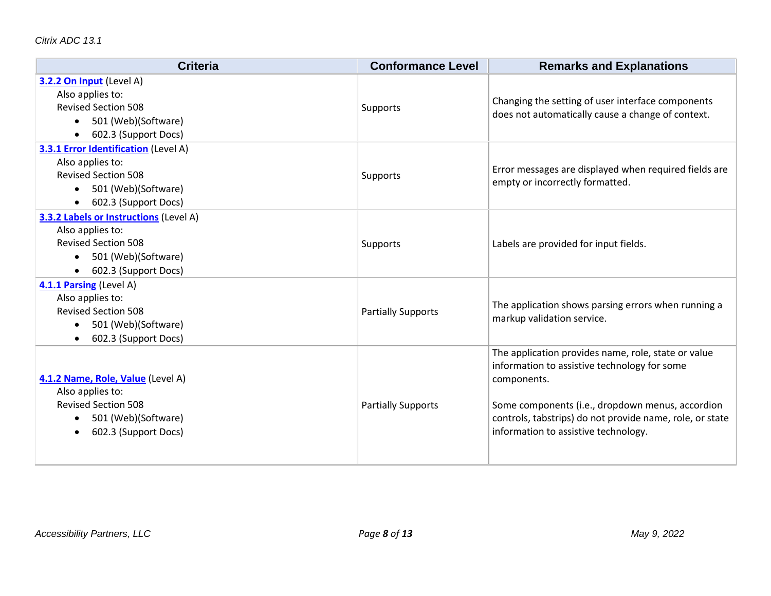| Criteria | Conformance Level | Remarks and Explanations |
| --- | --- | --- |
| **3.2.2 On Input** (Level A)<br>Also applies to:<br>Revised Section 508<br>• 501 (Web)(Software)<br>• 602.3 (Support Docs) | Supports | Changing the setting of user interface components does not automatically cause a change of context. |
| **3.3.1 Error Identification** (Level A)<br>Also applies to:<br>Revised Section 508<br>• 501 (Web)(Software)<br>• 602.3 (Support Docs) | Supports | Error messages are displayed when required fields are empty or incorrectly formatted. |
| **3.3.2 Labels or Instructions** (Level A)<br>Also applies to:<br>Revised Section 508<br>• 501 (Web)(Software)<br>• 602.3 (Support Docs) | Supports | Labels are provided for input fields. |
| **4.1.1 Parsing** (Level A)<br>Also applies to:<br>Revised Section 508<br>• 501 (Web)(Software)<br>• 602.3 (Support Docs) | Partially Supports | The application shows parsing errors when running a markup validation service. |
| **4.1.2 Name, Role, Value** (Level A)<br>Also applies to:<br>Revised Section 508<br>• 501 (Web)(Software)<br>• 602.3 (Support Docs) | Partially Supports | The application provides name, role, state or value information to assistive technology for some components.<br><br>Some components (i.e., dropdown menus, accordion controls, tabstrips) do not provide name, role, or state information to assistive technology. |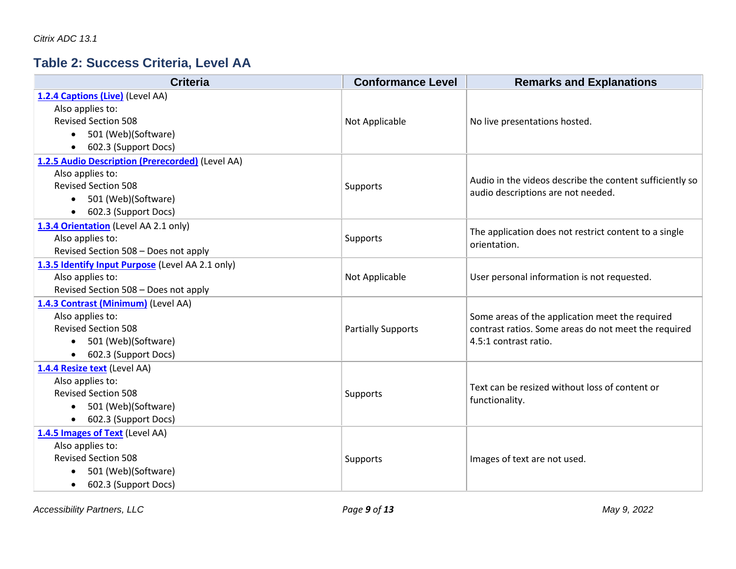## Table 2: Success Criteria, Level AA

| Criteria | Conformance Level | Remarks and Explanations |
|---|---|---|
| **1.2.4 Captions (Live)** (Level AA)<br>Also applies to:<br>Revised Section 508<br>• 501 (Web)(Software)<br>• 602.3 (Support Docs) | Not Applicable | No live presentations hosted. |
| **1.2.5 Audio Description (Prerecorded)** (Level AA)<br>Also applies to:<br>Revised Section 508<br>• 501 (Web)(Software)<br>• 602.3 (Support Docs) | Supports | Audio in the videos describe the content sufficiently so audio descriptions are not needed. |
| **1.3.4 Orientation** (Level AA 2.1 only)<br>Also applies to:<br>Revised Section 508 – Does not apply | Supports | The application does not restrict content to a single orientation. |
| **1.3.5 Identify Input Purpose** (Level AA 2.1 only)<br>Also applies to:<br>Revised Section 508 – Does not apply | Not Applicable | User personal information is not requested. |
| **1.4.3 Contrast (Minimum)** (Level AA)<br>Also applies to:<br>Revised Section 508<br>• 501 (Web)(Software)<br>• 602.3 (Support Docs) | Partially Supports | Some areas of the application meet the required contrast ratios. Some areas do not meet the required 4.5:1 contrast ratio. |
| **1.4.4 Resize text** (Level AA)<br>Also applies to:<br>Revised Section 508<br>• 501 (Web)(Software)<br>• 602.3 (Support Docs) | Supports | Text can be resized without loss of content or functionality. |
| **1.4.5 Images of Text** (Level AA)<br>Also applies to:<br>Revised Section 508<br>• 501 (Web)(Software)<br>• 602.3 (Support Docs) | Supports | Images of text are not used. |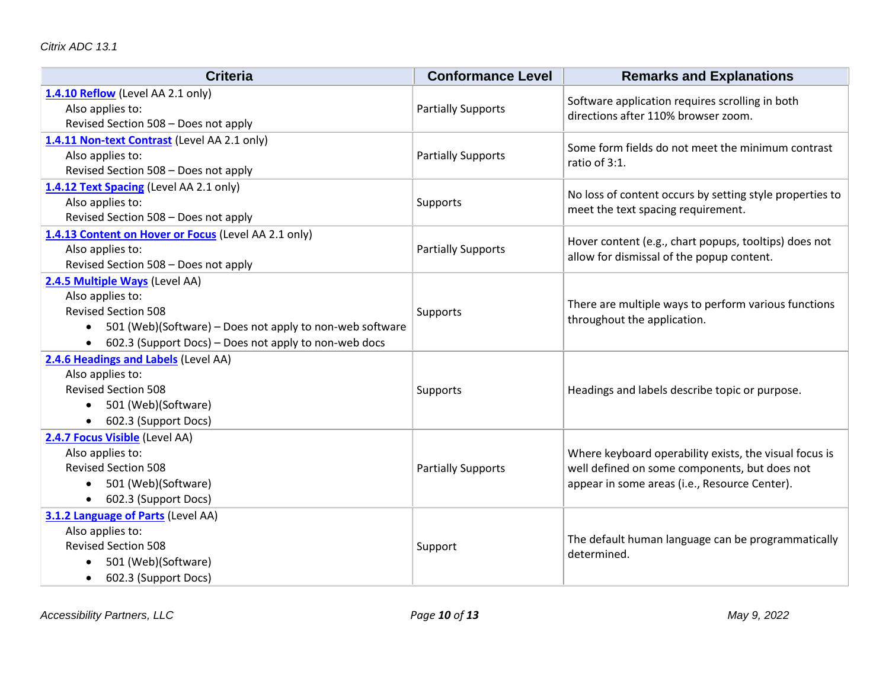| Criteria | Conformance Level | Remarks and Explanations |
|---|---|---|
| **1.4.10 Reflow** (Level AA 2.1 only)<br>Also applies to:<br>Revised Section 508 – Does not apply | Partially Supports | Software application requires scrolling in both directions after 110% browser zoom. |
| **1.4.11 Non-text Contrast** (Level AA 2.1 only)<br>Also applies to:<br>Revised Section 508 – Does not apply | Partially Supports | Some form fields do not meet the minimum contrast ratio of 3:1. |
| **1.4.12 Text Spacing** (Level AA 2.1 only)<br>Also applies to:<br>Revised Section 508 – Does not apply | Supports | No loss of content occurs by setting style properties to meet the text spacing requirement. |
| **1.4.13 Content on Hover or Focus** (Level AA 2.1 only)<br>Also applies to:<br>Revised Section 508 – Does not apply | Partially Supports | Hover content (e.g., chart popups, tooltips) does not allow for dismissal of the popup content. |
| **2.4.5 Multiple Ways** (Level AA)<br>Also applies to:<br>Revised Section 508<br>• 501 (Web)(Software) – Does not apply to non-web software<br>• 602.3 (Support Docs) – Does not apply to non-web docs | Supports | There are multiple ways to perform various functions throughout the application. |
| **2.4.6 Headings and Labels** (Level AA)<br>Also applies to:<br>Revised Section 508<br>• 501 (Web)(Software)<br>• 602.3 (Support Docs) | Supports | Headings and labels describe topic or purpose. |
| **2.4.7 Focus Visible** (Level AA)<br>Also applies to:<br>Revised Section 508<br>• 501 (Web)(Software)<br>• 602.3 (Support Docs) | Partially Supports | Where keyboard operability exists, the visual focus is well defined on some components, but does not appear in some areas (i.e., Resource Center). |
| **3.1.2 Language of Parts** (Level AA)<br>Also applies to:<br>Revised Section 508<br>• 501 (Web)(Software)<br>• 602.3 (Support Docs) | Support | The default human language can be programmatically determined. |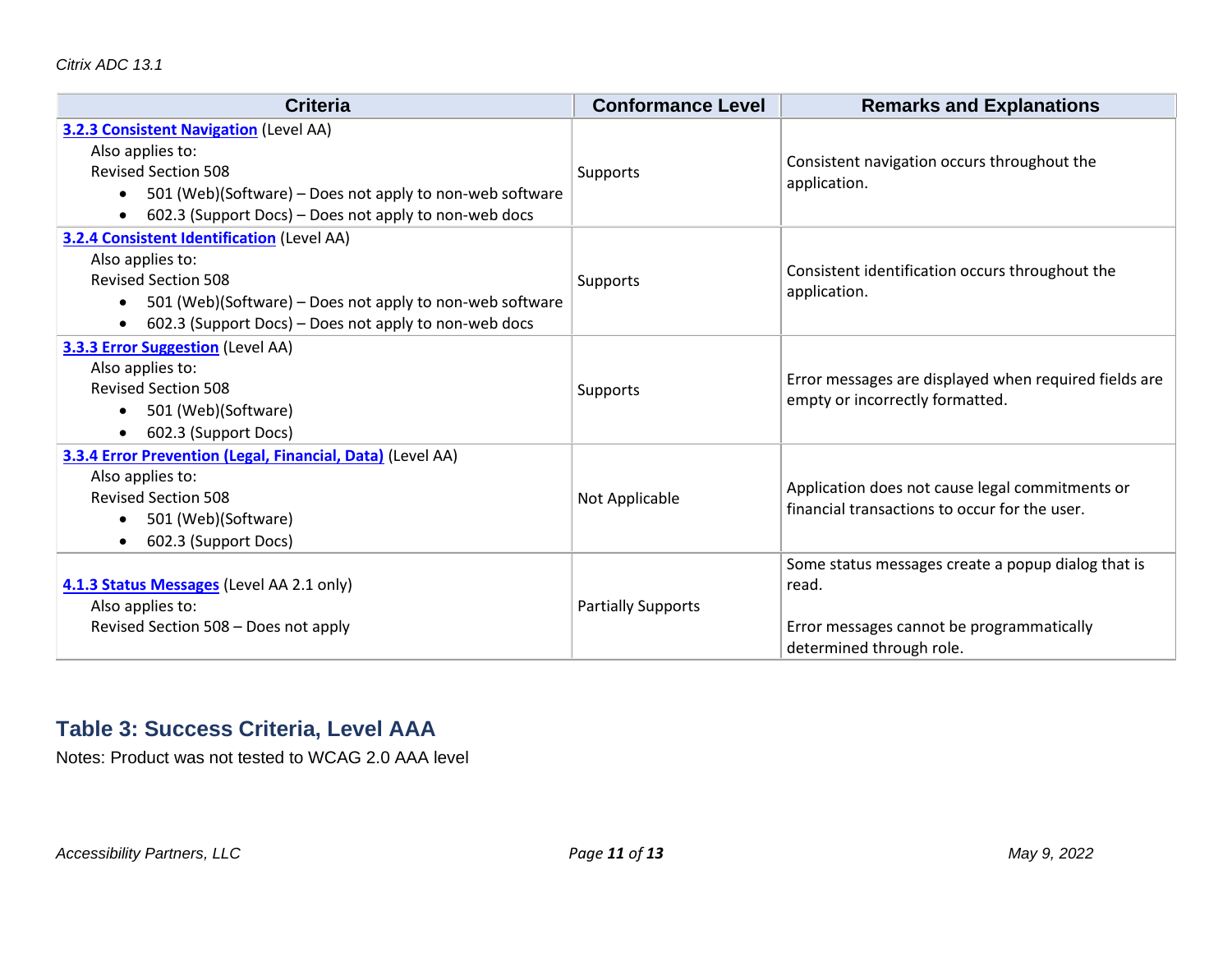| Criteria | Conformance Level | Remarks and Explanations |
| --- | --- | --- |
| **3.2.3 Consistent Navigation** (Level AA)<br>Also applies to:<br>Revised Section 508<br>• 501 (Web)(Software) – Does not apply to non-web software<br>• 602.3 (Support Docs) – Does not apply to non-web docs | Supports | Consistent navigation occurs throughout the application. |
| **3.2.4 Consistent Identification** (Level AA)<br>Also applies to:<br>Revised Section 508<br>• 501 (Web)(Software) – Does not apply to non-web software<br>• 602.3 (Support Docs) – Does not apply to non-web docs | Supports | Consistent identification occurs throughout the application. |
| **3.3.3 Error Suggestion** (Level AA)<br>Also applies to:<br>Revised Section 508<br>• 501 (Web)(Software)<br>• 602.3 (Support Docs) | Supports | Error messages are displayed when required fields are empty or incorrectly formatted. |
| **3.3.4 Error Prevention (Legal, Financial, Data)** (Level AA)<br>Also applies to:<br>Revised Section 508<br>• 501 (Web)(Software)<br>• 602.3 (Support Docs) | Not Applicable | Application does not cause legal commitments or financial transactions to occur for the user. |
| **4.1.3 Status Messages** (Level AA 2.1 only)<br>Also applies to:<br>Revised Section 508 – Does not apply | Partially Supports | Some status messages create a popup dialog that is read.<br><br>Error messages cannot be programmatically determined through role. |

## Table 3: Success Criteria, Level AAA

Notes: Product was not tested to WCAG 2.0 AAA level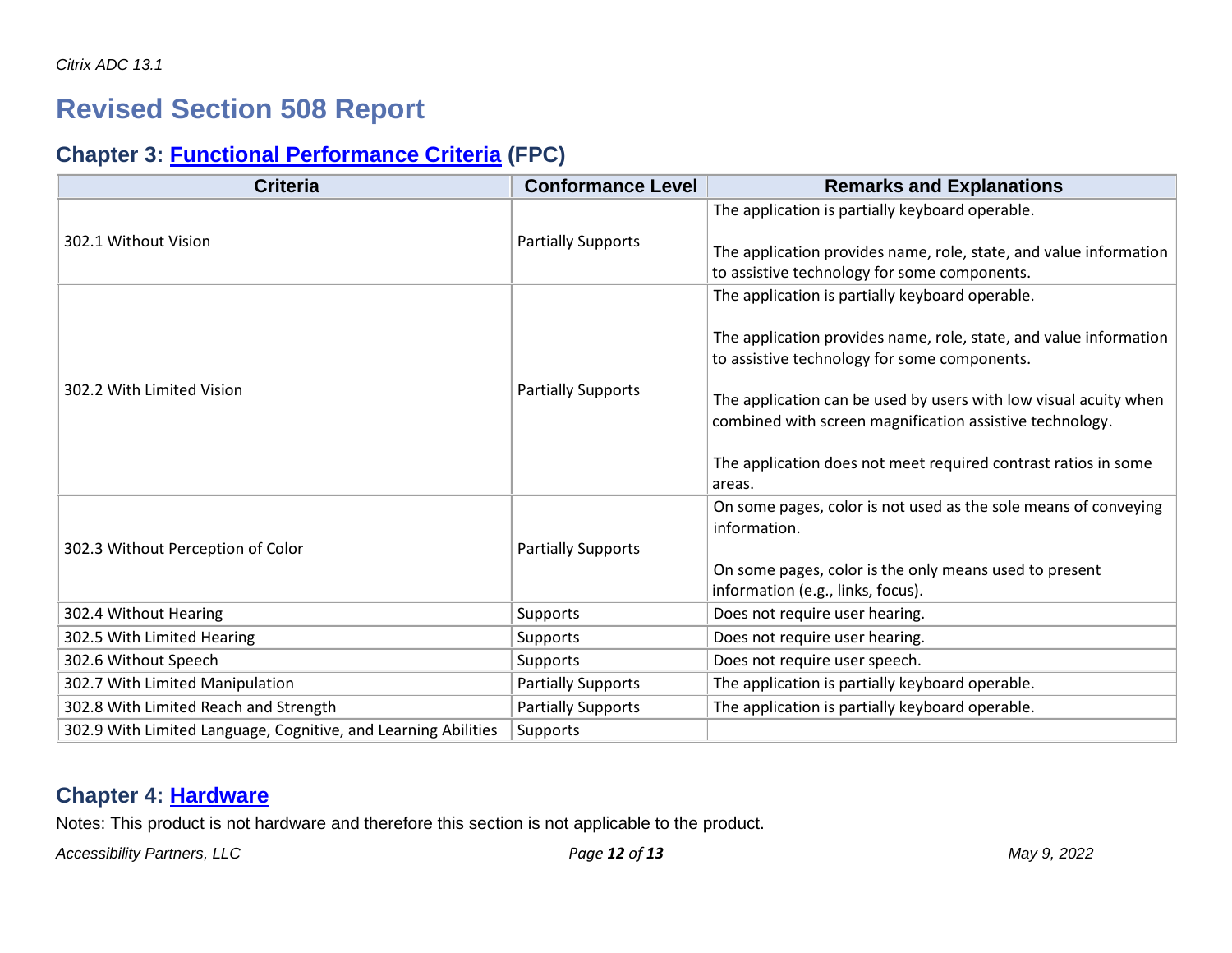# Revised Section 508 Report

## Chapter 3: Functional Performance Criteria (FPC)

| Criteria | Conformance Level | Remarks and Explanations |
| --- | --- | --- |
| 302.1 Without Vision | Partially Supports | The application is partially keyboard operable.<br><br>The application provides name, role, state, and value information to assistive technology for some components. |
| 302.2 With Limited Vision | Partially Supports | The application is partially keyboard operable.<br><br>The application provides name, role, state, and value information to assistive technology for some components.<br><br>The application can be used by users with low visual acuity when combined with screen magnification assistive technology.<br><br>The application does not meet required contrast ratios in some areas. |
| 302.3 Without Perception of Color | Partially Supports | On some pages, color is not used as the sole means of conveying information.<br><br>On some pages, color is the only means used to present information (e.g., links, focus). |
| 302.4 Without Hearing | Supports | Does not require user hearing. |
| 302.5 With Limited Hearing | Supports | Does not require user hearing. |
| 302.6 Without Speech | Supports | Does not require user speech. |
| 302.7 With Limited Manipulation | Partially Supports | The application is partially keyboard operable. |
| 302.8 With Limited Reach and Strength | Partially Supports | The application is partially keyboard operable. |
| 302.9 With Limited Language, Cognitive, and Learning Abilities | Supports | |

## Chapter 4: Hardware

Notes: This product is not hardware and therefore this section is not applicable to the product.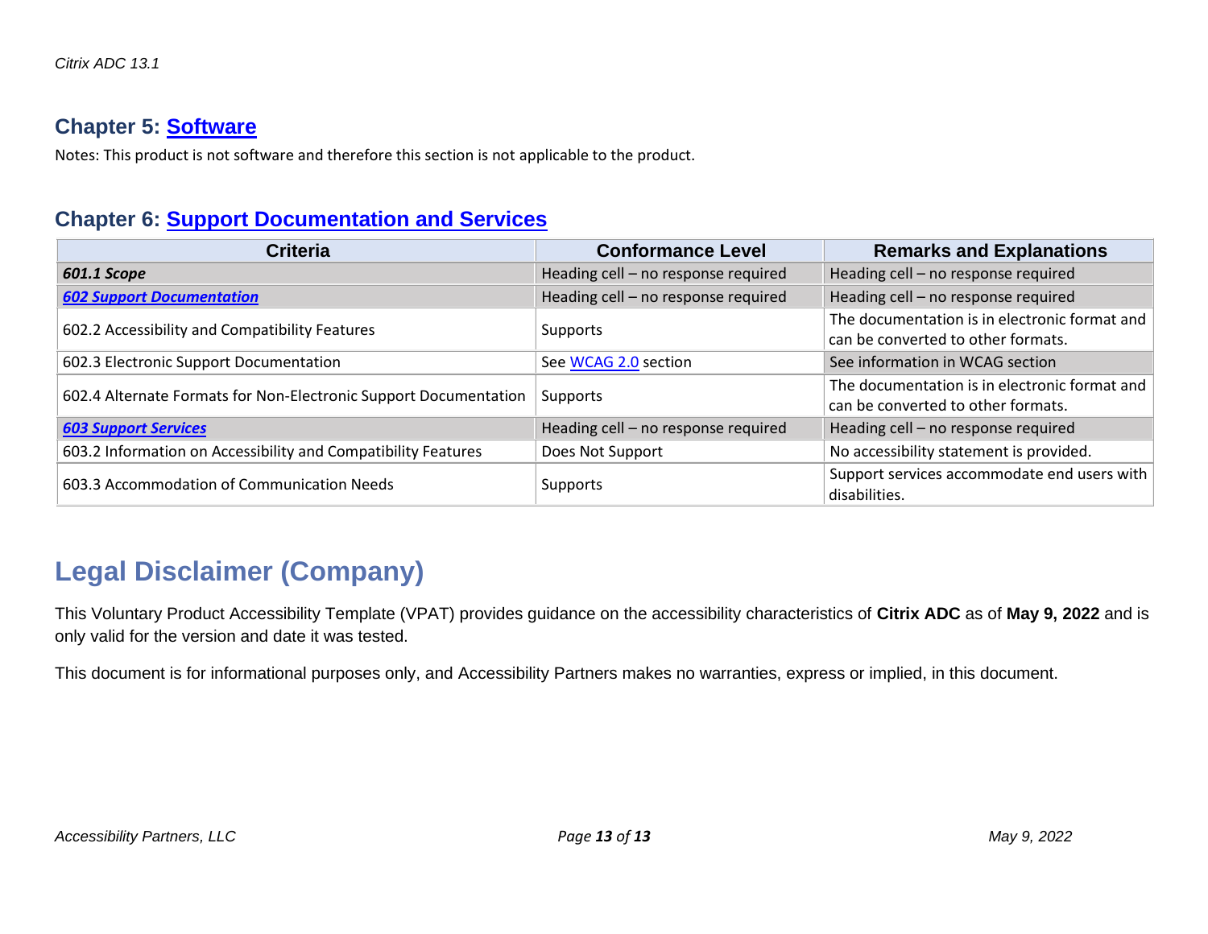## Chapter 5: Software

Notes: This product is not software and therefore this section is not applicable to the product.

## Chapter 6: Support Documentation and Services

| Criteria | Conformance Level | Remarks and Explanations |
|---|---|---|
| ***601.1 Scope*** | Heading cell – no response required | Heading cell – no response required |
| ***602 Support Documentation*** | Heading cell – no response required | Heading cell – no response required |
| 602.2 Accessibility and Compatibility Features | Supports | The documentation is in electronic format and can be converted to other formats. |
| 602.3 Electronic Support Documentation | See WCAG 2.0 section | See information in WCAG section |
| 602.4 Alternate Formats for Non-Electronic Support Documentation | Supports | The documentation is in electronic format and can be converted to other formats. |
| ***603 Support Services*** | Heading cell – no response required | Heading cell – no response required |
| 603.2 Information on Accessibility and Compatibility Features | Does Not Support | No accessibility statement is provided. |
| 603.3 Accommodation of Communication Needs | Supports | Support services accommodate end users with disabilities. |

# Legal Disclaimer (Company)

This Voluntary Product Accessibility Template (VPAT) provides guidance on the accessibility characteristics of **Citrix ADC** as of **May 9, 2022** and is only valid for the version and date it was tested.

This document is for informational purposes only, and Accessibility Partners makes no warranties, express or implied, in this document.